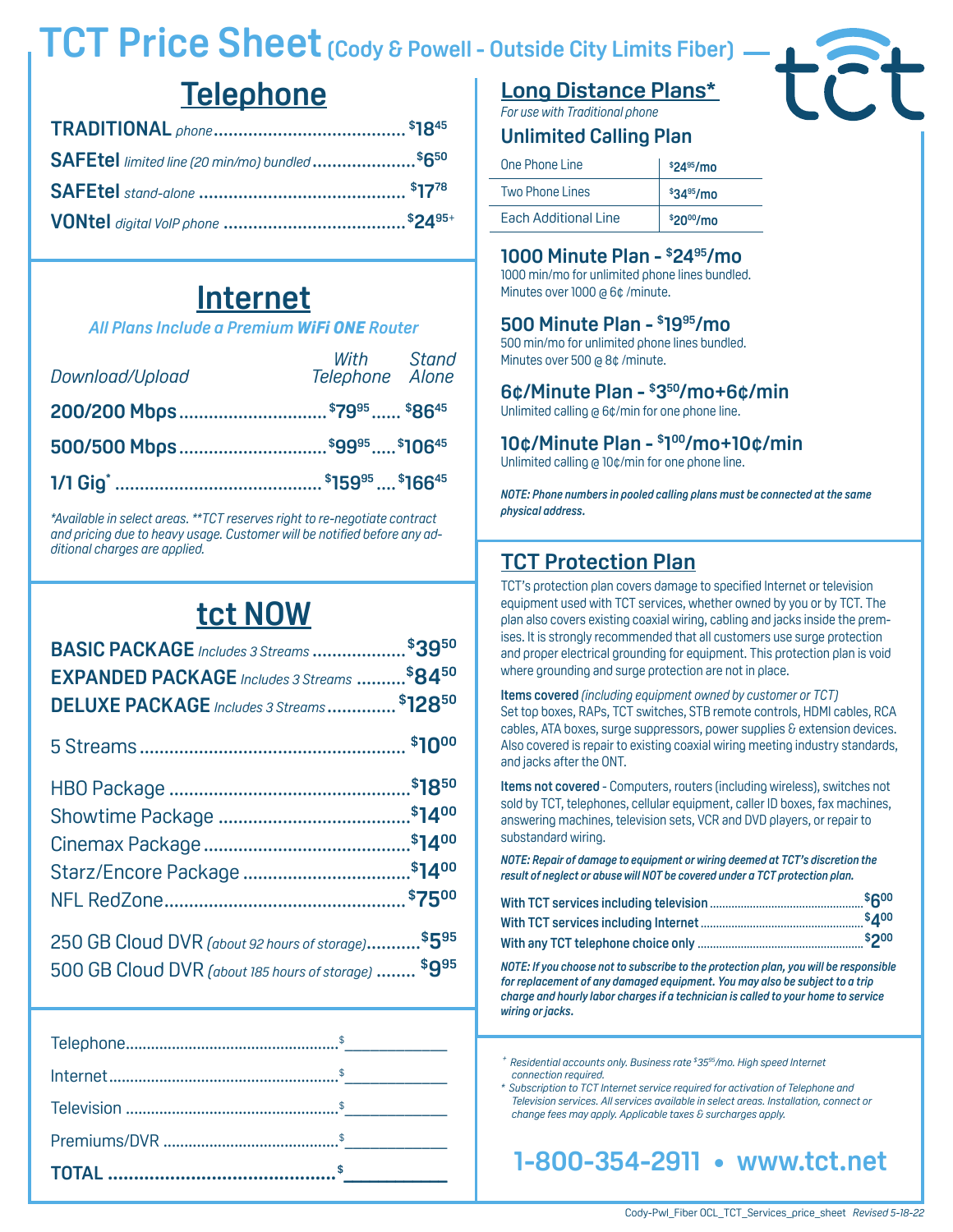# TCT Price Sheet (Cody & Powell - Outside City Limits Fiber)

## Telephone

**TRADITIONAL** *phone* ........................................ $18.45

**SAFEtel** *limited line (20 min/mo) bundled* ..................... $6.50

**SAFEtel** *stand-alone* ........................................ $17.78

**VONtel** *digital VoIP phone* .................................... $24.95+

## Internet

*All Plans Include a Premium **WiFi ONE** Router*

| *Download/Upload* | *With Telephone* | *Stand Alone* |
|---|---|---|
| **200/200 Mbps** | $79.95 | $86.45 |
| **500/500 Mbps** | $99.95 | $106.45 |
| **1/1 Gig*** | $159.95 | $166.45 |

*\*Available in select areas. \*\*TCT reserves right to re-negotiate contract and pricing due to heavy usage. Customer will be notified before any additional charges are applied.*

## tct NOW

**BASIC PACKAGE** *Includes 3 Streams* ................... $39.50

**EXPANDED PACKAGE** *Includes 3 Streams* .......... $84.50

**DELUXE PACKAGE** *Includes 3 Streams* ............. $128.50

5 Streams ........................................................ $10.00

HBO Package .................................................. $18.50

Showtime Package ......................................... $14.00

Cinemax Package ............................................ $14.00

Starz/Encore Package ..................................... $14.00

NFL RedZone.................................................. $75.00

250 GB Cloud DVR *(about 92 hours of storage)*........... $5.95

500 GB Cloud DVR *(about 185 hours of storage)* ........ $9.95

---

Telephone......................................................$_____________

Internet.........................................................$_____________

Television .....................................................$_____________

Premiums/DVR .............................................$_____________

**TOTAL** ..............................................$_____________

## Long Distance Plans*

*For use with Traditional phone*

### Unlimited Calling Plan

| | |
|---|---|
| One Phone Line | $24.95/mo |
| Two Phone Lines | $34.95/mo |
| Each Additional Line | $20.00/mo |

### 1000 Minute Plan - $24.95/mo

1000 min/mo for unlimited phone lines bundled. Minutes over 1000 @ 6¢ /minute.

### 500 Minute Plan - $19.95/mo

500 min/mo for unlimited phone lines bundled. Minutes over 500 @ 8¢ /minute.

### 6¢/Minute Plan - $3.50/mo+6¢/min

Unlimited calling @ 6¢/min for one phone line.

### 10¢/Minute Plan - $1.00/mo+10¢/min

Unlimited calling @ 10¢/min for one phone line.

***NOTE: Phone numbers in pooled calling plans must be connected at the same physical address.***

## TCT Protection Plan

TCT's protection plan covers damage to specified Internet or television equipment used with TCT services, whether owned by you or by TCT. The plan also covers existing coaxial wiring, cabling and jacks inside the premises. It is strongly recommended that all customers use surge protection and proper electrical grounding for equipment. This protection plan is void where grounding and surge protection are not in place.

**Items covered** *(including equipment owned by customer or TCT)* Set top boxes, RAPs, TCT switches, STB remote controls, HDMI cables, RCA cables, ATA boxes, surge suppressors, power supplies & extension devices. Also covered is repair to existing coaxial wiring meeting industry standards, and jacks after the ONT.

**Items not covered** - Computers, routers (including wireless), switches not sold by TCT, telephones, cellular equipment, caller ID boxes, fax machines, answering machines, television sets, VCR and DVD players, or repair to substandard wiring.

***NOTE: Repair of damage to equipment or wiring deemed at TCT's discretion the result of neglect or abuse will NOT be covered under a TCT protection plan.***

**With TCT services including television** ........................ $6.00

**With TCT services including Internet** ........................... $4.00

**With any TCT telephone choice only** ............................ $2.00

***NOTE: If you choose not to subscribe to the protection plan, you will be responsible for replacement of any damaged equipment. You may also be subject to a trip charge and hourly labor charges if a technician is called to your home to service wiring or jacks.***

---

*+ Residential accounts only. Business rate $35.95/mo. High speed Internet connection required.*

*\* Subscription to TCT Internet service required for activation of Telephone and Television services. All services available in select areas. Installation, connect or change fees may apply. Applicable taxes & surcharges apply.*

**1-800-354-2911 • www.tct.net**

Cody-Pwl_Fiber OCL_TCT_Services_price_sheet *Revised 5-18-22*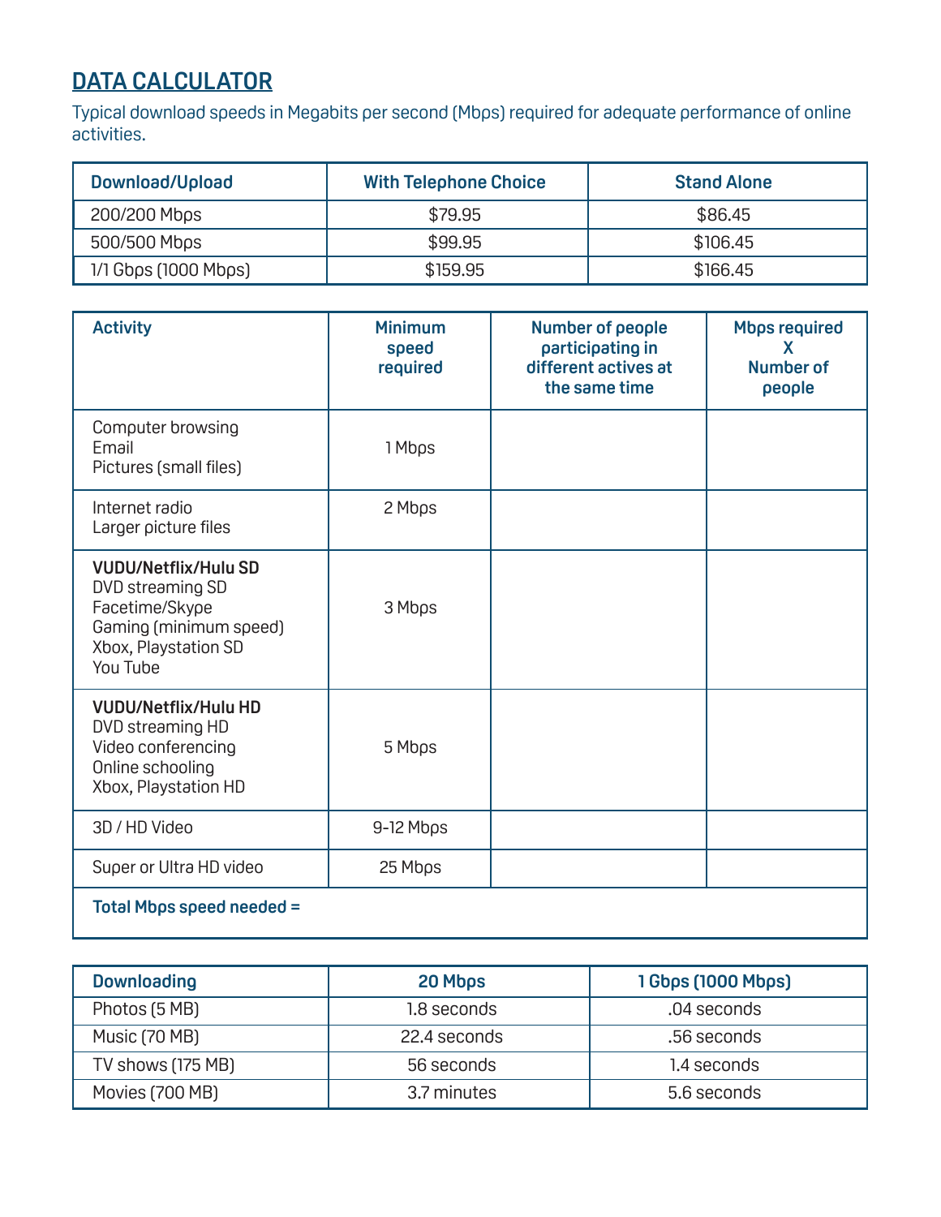## DATA CALCULATOR

Typical download speeds in Megabits per second (Mbps) required for adequate performance of online activities.

| Download/Upload | With Telephone Choice | Stand Alone |
|---|---|---|
| 200/200 Mbps | $79.95 | $86.45 |
| 500/500 Mbps | $99.95 | $106.45 |
| 1/1 Gbps (1000 Mbps) | $159.95 | $166.45 |

| Activity | Minimum speed required | Number of people participating in different actives at the same time | Mbps required X Number of people |
|---|---|---|---|
| Computer browsing<br>Email<br>Pictures (small files) | 1 Mbps | | |
| Internet radio<br>Larger picture files | 2 Mbps | | |
| **VUDU/Netflix/Hulu SD**<br>DVD streaming SD<br>Facetime/Skype<br>Gaming (minimum speed)<br>Xbox, Playstation SD<br>You Tube | 3 Mbps | | |
| **VUDU/Netflix/Hulu HD**<br>DVD streaming HD<br>Video conferencing<br>Online schooling<br>Xbox, Playstation HD | 5 Mbps | | |
| 3D / HD Video | 9-12 Mbps | | |
| Super or Ultra HD video | 25 Mbps | | |
| **Total Mbps speed needed =** | | | |

| Downloading | 20 Mbps | 1 Gbps (1000 Mbps) |
|---|---|---|
| Photos (5 MB) | 1.8 seconds | .04 seconds |
| Music (70 MB) | 22.4 seconds | .56 seconds |
| TV shows (175 MB) | 56 seconds | 1.4 seconds |
| Movies (700 MB) | 3.7 minutes | 5.6 seconds |